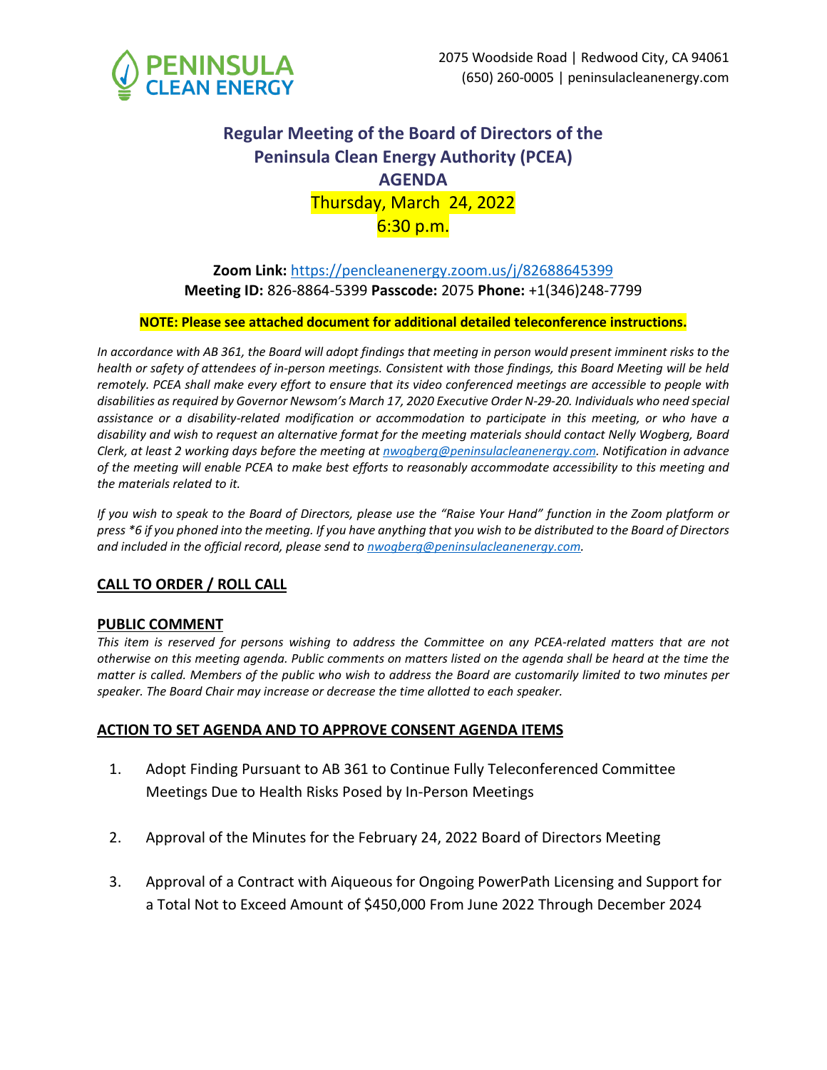PENINSULA CLEAN ENERGY

2075 Woodside Road | Redwood City, CA 94061
(650) 260-0005 | peninsulacleanenergy.com

# Regular Meeting of the Board of Directors of the Peninsula Clean Energy Authority (PCEA)
# AGENDA
## Thursday, March 24, 2022
## 6:30 p.m.

**Zoom Link:** https://pencleanenergy.zoom.us/j/82688645399
**Meeting ID:** 826-8864-5399 **Passcode:** 2075 **Phone:** +1(346)248-7799

**NOTE: Please see attached document for additional detailed teleconference instructions.**

*In accordance with AB 361, the Board will adopt findings that meeting in person would present imminent risks to the health or safety of attendees of in-person meetings. Consistent with those findings, this Board Meeting will be held remotely. PCEA shall make every effort to ensure that its video conferenced meetings are accessible to people with disabilities as required by Governor Newsom's March 17, 2020 Executive Order N-29-20. Individuals who need special assistance or a disability-related modification or accommodation to participate in this meeting, or who have a disability and wish to request an alternative format for the meeting materials should contact Nelly Wogberg, Board Clerk, at least 2 working days before the meeting at nwogberg@peninsulacleanenergy.com. Notification in advance of the meeting will enable PCEA to make best efforts to reasonably accommodate accessibility to this meeting and the materials related to it.*

*If you wish to speak to the Board of Directors, please use the "Raise Your Hand" function in the Zoom platform or press *6 if you phoned into the meeting. If you have anything that you wish to be distributed to the Board of Directors and included in the official record, please send to nwogberg@peninsulacleanenergy.com.*

## CALL TO ORDER / ROLL CALL

## PUBLIC COMMENT

*This item is reserved for persons wishing to address the Committee on any PCEA-related matters that are not otherwise on this meeting agenda. Public comments on matters listed on the agenda shall be heard at the time the matter is called. Members of the public who wish to address the Board are customarily limited to two minutes per speaker. The Board Chair may increase or decrease the time allotted to each speaker.*

## ACTION TO SET AGENDA AND TO APPROVE CONSENT AGENDA ITEMS

1. Adopt Finding Pursuant to AB 361 to Continue Fully Teleconferenced Committee Meetings Due to Health Risks Posed by In-Person Meetings

2. Approval of the Minutes for the February 24, 2022 Board of Directors Meeting

3. Approval of a Contract with Aiqueous for Ongoing PowerPath Licensing and Support for a Total Not to Exceed Amount of $450,000 From June 2022 Through December 2024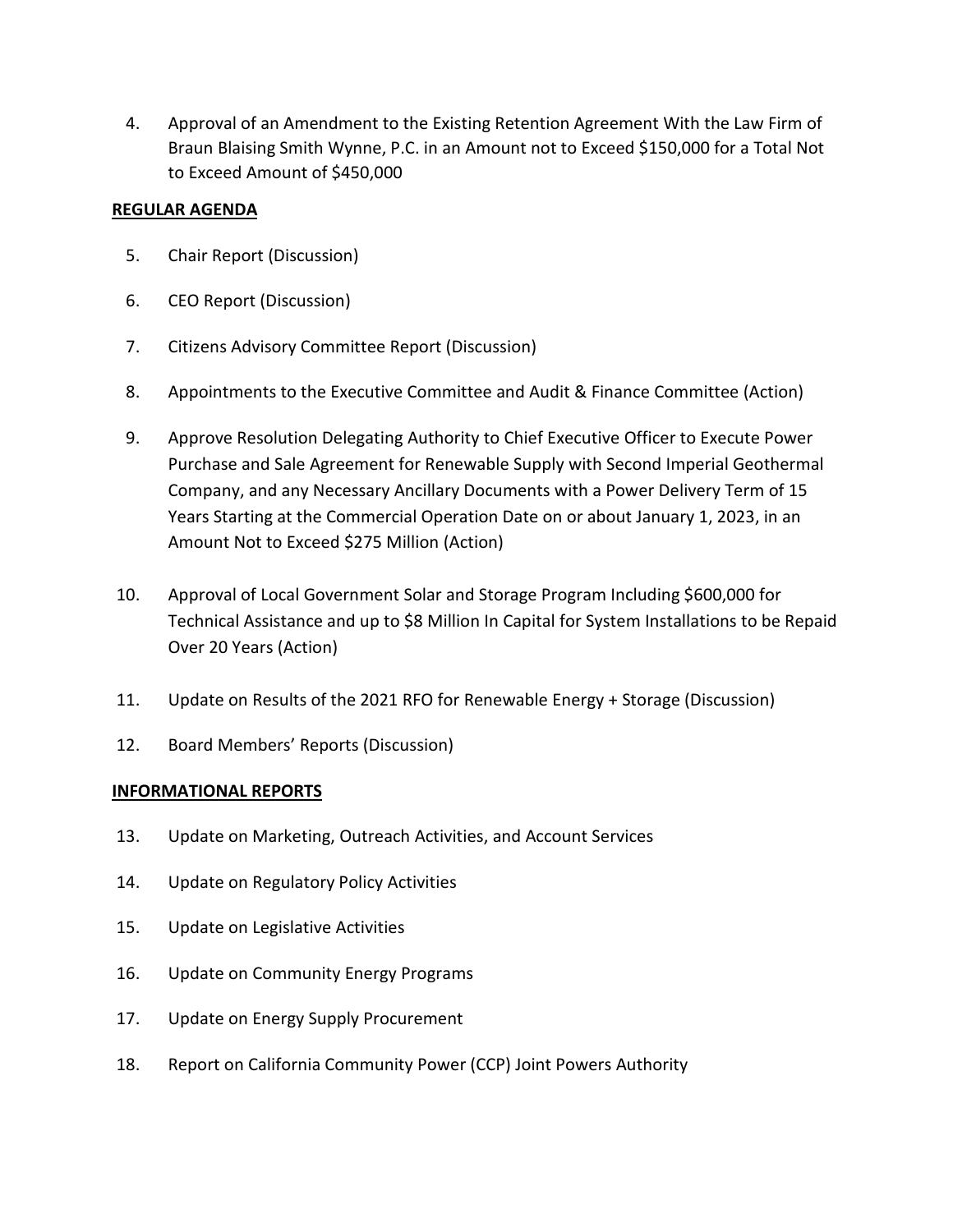4. Approval of an Amendment to the Existing Retention Agreement With the Law Firm of Braun Blaising Smith Wynne, P.C. in an Amount not to Exceed $150,000 for a Total Not to Exceed Amount of $450,000

**REGULAR AGENDA**

5. Chair Report (Discussion)

6. CEO Report (Discussion)

7. Citizens Advisory Committee Report (Discussion)

8. Appointments to the Executive Committee and Audit & Finance Committee (Action)

9. Approve Resolution Delegating Authority to Chief Executive Officer to Execute Power Purchase and Sale Agreement for Renewable Supply with Second Imperial Geothermal Company, and any Necessary Ancillary Documents with a Power Delivery Term of 15 Years Starting at the Commercial Operation Date on or about January 1, 2023, in an Amount Not to Exceed $275 Million (Action)

10. Approval of Local Government Solar and Storage Program Including $600,000 for Technical Assistance and up to $8 Million In Capital for System Installations to be Repaid Over 20 Years (Action)

11. Update on Results of the 2021 RFO for Renewable Energy + Storage (Discussion)

12. Board Members' Reports (Discussion)

**INFORMATIONAL REPORTS**

13. Update on Marketing, Outreach Activities, and Account Services

14. Update on Regulatory Policy Activities

15. Update on Legislative Activities

16. Update on Community Energy Programs

17. Update on Energy Supply Procurement

18. Report on California Community Power (CCP) Joint Powers Authority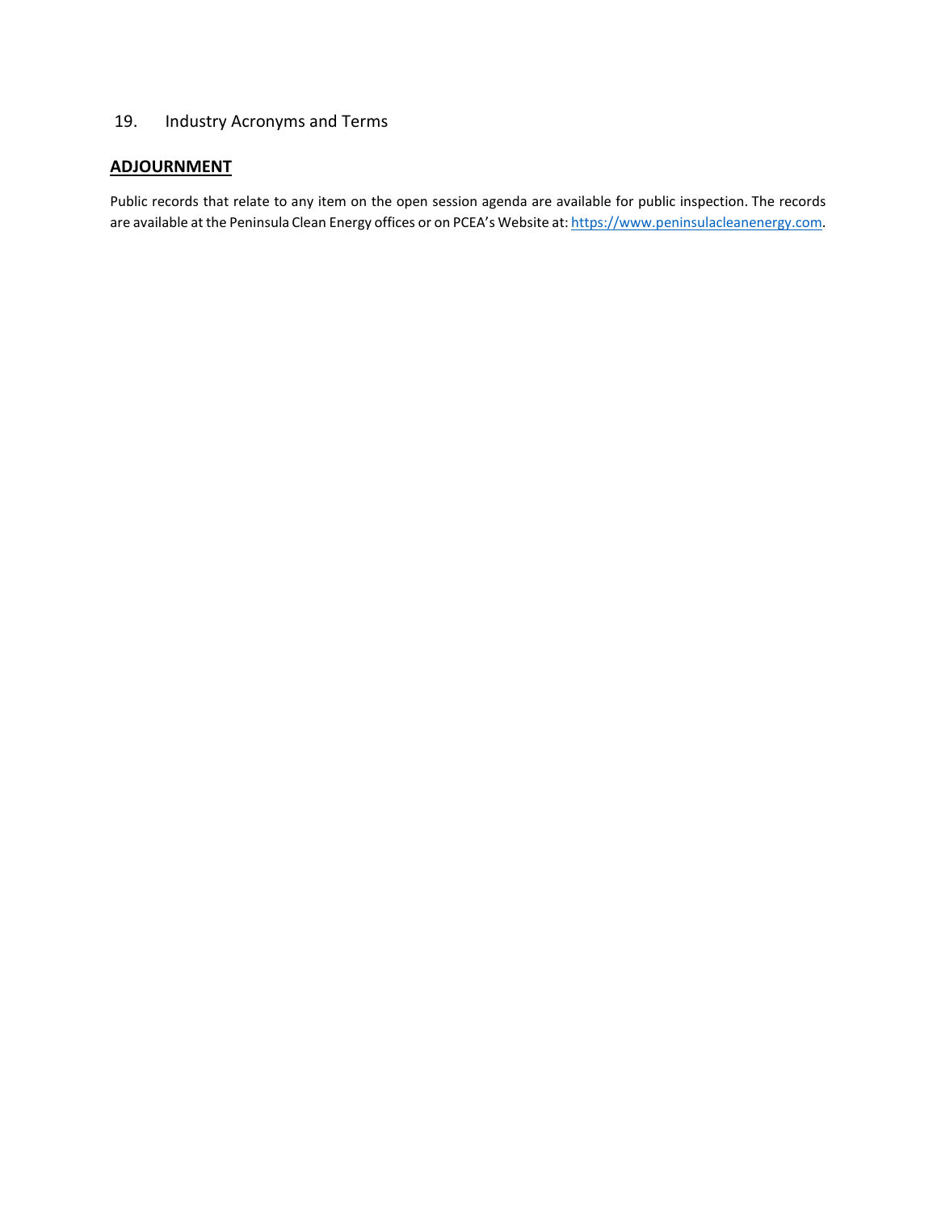19. Industry Acronyms and Terms

## ADJOURNMENT

Public records that relate to any item on the open session agenda are available for public inspection. The records are available at the Peninsula Clean Energy offices or on PCEA's Website at: https://www.peninsulacleanenergy.com.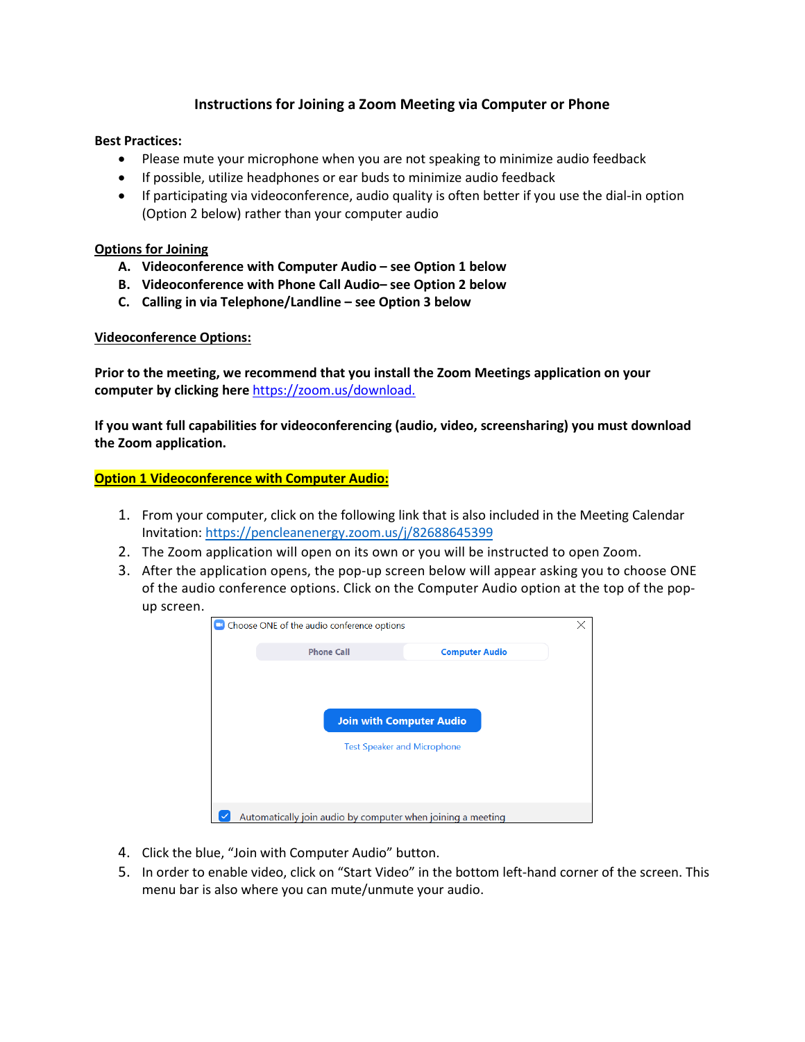## Instructions for Joining a Zoom Meeting via Computer or Phone

**Best Practices:**

- Please mute your microphone when you are not speaking to minimize audio feedback
- If possible, utilize headphones or ear buds to minimize audio feedback
- If participating via videoconference, audio quality is often better if you use the dial-in option (Option 2 below) rather than your computer audio

**Options for Joining**

A. **Videoconference with Computer Audio – see Option 1 below**
B. **Videoconference with Phone Call Audio– see Option 2 below**
C. **Calling in via Telephone/Landline – see Option 3 below**

**Videoconference Options:**

**Prior to the meeting, we recommend that you install the Zoom Meetings application on your computer by clicking here** https://zoom.us/download.

**If you want full capabilities for videoconferencing (audio, video, screensharing) you must download the Zoom application.**

**Option 1 Videoconference with Computer Audio:**

1. From your computer, click on the following link that is also included in the Meeting Calendar Invitation: https://pencleanenergy.zoom.us/j/82688645399
2. The Zoom application will open on its own or you will be instructed to open Zoom.
3. After the application opens, the pop-up screen below will appear asking you to choose ONE of the audio conference options. Click on the Computer Audio option at the top of the pop-up screen.

Choose ONE of the audio conference options

Phone Call | Computer Audio

Join with Computer Audio

Test Speaker and Microphone

Automatically join audio by computer when joining a meeting

4. Click the blue, "Join with Computer Audio" button.
5. In order to enable video, click on "Start Video" in the bottom left-hand corner of the screen. This menu bar is also where you can mute/unmute your audio.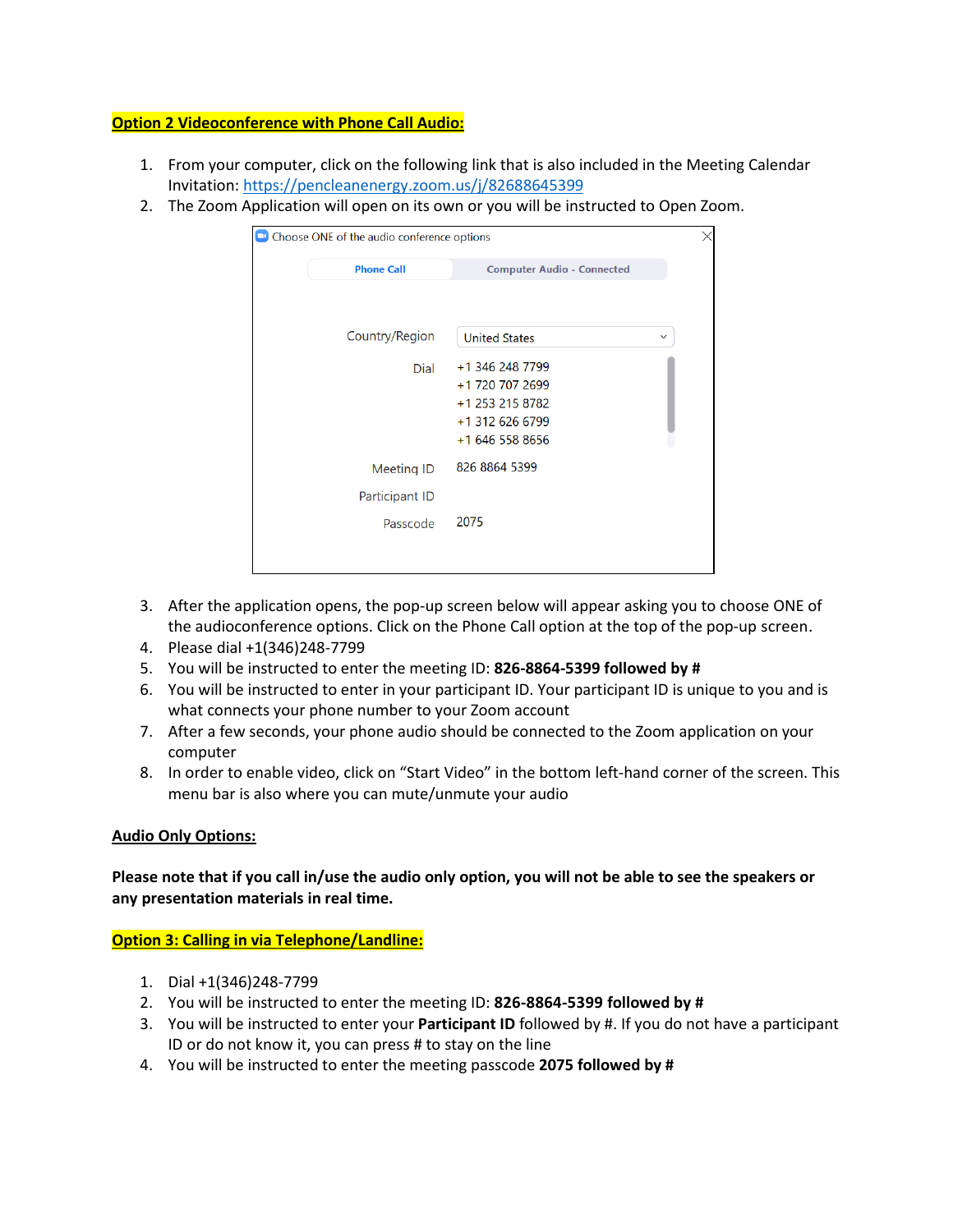**Option 2 Videoconference with Phone Call Audio:**

1. From your computer, click on the following link that is also included in the Meeting Calendar Invitation: https://pencleanenergy.zoom.us/j/82688645399
2. The Zoom Application will open on its own or you will be instructed to Open Zoom.

Choose ONE of the audio conference options

Phone Call

Computer Audio - Connected

Country/Region

United States

Dial

+1 346 248 7799

+1 720 707 2699

+1 253 215 8782

+1 312 626 6799

+1 646 558 8656

Meeting ID

826 8864 5399

Participant ID

Passcode

2075

3. After the application opens, the pop-up screen below will appear asking you to choose ONE of the audioconference options. Click on the Phone Call option at the top of the pop-up screen.
4. Please dial +1(346)248-7799
5. You will be instructed to enter the meeting ID: **826-8864-5399 followed by #**
6. You will be instructed to enter in your participant ID. Your participant ID is unique to you and is what connects your phone number to your Zoom account
7. After a few seconds, your phone audio should be connected to the Zoom application on your computer
8. In order to enable video, click on "Start Video" in the bottom left-hand corner of the screen. This menu bar is also where you can mute/unmute your audio

**Audio Only Options:**

**Please note that if you call in/use the audio only option, you will not be able to see the speakers or any presentation materials in real time.**

**Option 3: Calling in via Telephone/Landline:**

1. Dial +1(346)248-7799
2. You will be instructed to enter the meeting ID: **826-8864-5399 followed by #**
3. You will be instructed to enter your **Participant ID** followed by #. If you do not have a participant ID or do not know it, you can press # to stay on the line
4. You will be instructed to enter the meeting passcode **2075 followed by #**